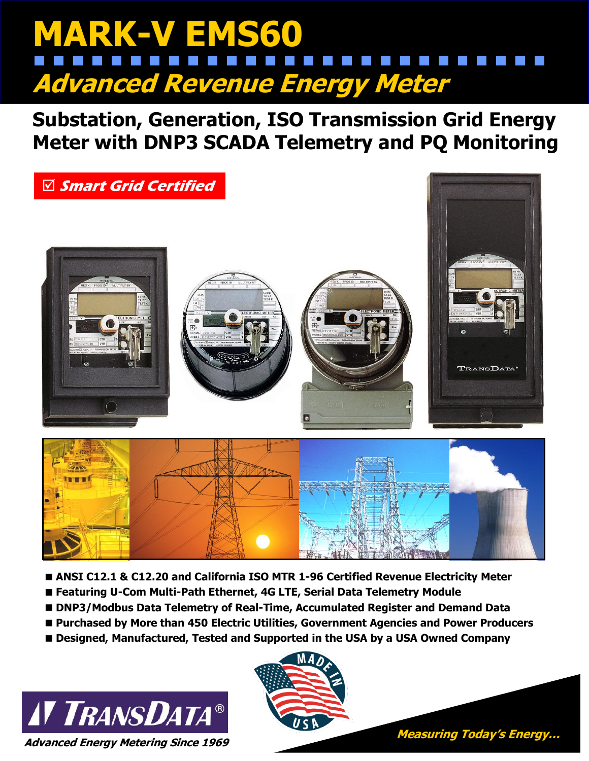# MARK-V EMS60

## *Advanced Revenue Energy Meter*

### Substation, Generation, ISO Transmission Grid Energy Meter with DNP3 SCADA Telemetry and PQ Monitoring

☑ ***Smart Grid Certified***

- **ANSI C12.1 & C12.20 and California ISO MTR 1-96 Certified Revenue Electricity Meter**
- **Featuring U-Com Multi-Path Ethernet, 4G LTE, Serial Data Telemetry Module**
- **DNP3/Modbus Data Telemetry of Real-Time, Accumulated Register and Demand Data**
- **Purchased by More than 450 Electric Utilities, Government Agencies and Power Producers**
- **Designed, Manufactured, Tested and Supported in the USA by a USA Owned Company**

TRANSDATA®

***Advanced Energy Metering Since 1969***

MADE IN USA

***Measuring Today's Energy...***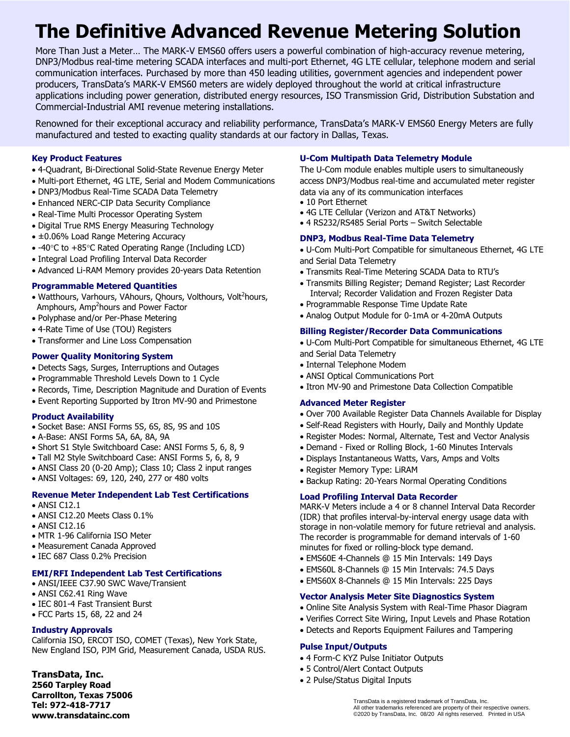# The Definitive Advanced Revenue Metering Solution

More Than Just a Meter… The MARK-V EMS60 offers users a powerful combination of high-accuracy revenue metering, DNP3/Modbus real-time metering SCADA interfaces and multi-port Ethernet, 4G LTE cellular, telephone modem and serial communication interfaces. Purchased by more than 450 leading utilities, government agencies and independent power producers, TransData's MARK-V EMS60 meters are widely deployed throughout the world at critical infrastructure applications including power generation, distributed energy resources, ISO Transmission Grid, Distribution Substation and Commercial-Industrial AMI revenue metering installations.

Renowned for their exceptional accuracy and reliability performance, TransData's MARK-V EMS60 Energy Meters are fully manufactured and tested to exacting quality standards at our factory in Dallas, Texas.

### Key Product Features

- 4-Quadrant, Bi-Directional Solid-State Revenue Energy Meter
- Multi-port Ethernet, 4G LTE, Serial and Modem Communications
- DNP3/Modbus Real-Time SCADA Data Telemetry
- Enhanced NERC-CIP Data Security Compliance
- Real-Time Multi Processor Operating System
- Digital True RMS Energy Measuring Technology
- ±0.06% Load Range Metering Accuracy
- -40°C to +85°C Rated Operating Range (Including LCD)
- Integral Load Profiling Interval Data Recorder
- Advanced Li-RAM Memory provides 20-years Data Retention

### Programmable Metered Quantities

- Watthours, Varhours, VAhours, Qhours, Volthours, Volt$^2$hours, Amphours, Amp$^2$hours and Power Factor
- Polyphase and/or Per-Phase Metering
- 4-Rate Time of Use (TOU) Registers
- Transformer and Line Loss Compensation

### Power Quality Monitoring System

- Detects Sags, Surges, Interruptions and Outages
- Programmable Threshold Levels Down to 1 Cycle
- Records, Time, Description Magnitude and Duration of Events
- Event Reporting Supported by Itron MV-90 and Primestone

### Product Availability

- Socket Base: ANSI Forms 5S, 6S, 8S, 9S and 10S
- A-Base: ANSI Forms 5A, 6A, 8A, 9A
- Short S1 Style Switchboard Case: ANSI Forms 5, 6, 8, 9
- Tall M2 Style Switchboard Case: ANSI Forms 5, 6, 8, 9
- ANSI Class 20 (0-20 Amp); Class 10; Class 2 input ranges
- ANSI Voltages: 69, 120, 240, 277 or 480 volts

### Revenue Meter Independent Lab Test Certifications

- ANSI C12.1
- ANSI C12.20 Meets Class 0.1%
- ANSI C12.16
- MTR 1-96 California ISO Meter
- Measurement Canada Approved
- IEC 687 Class 0.2% Precision

### EMI/RFI Independent Lab Test Certifications

- ANSI/IEEE C37.90 SWC Wave/Transient
- ANSI C62.41 Ring Wave
- IEC 801-4 Fast Transient Burst
- FCC Parts 15, 68, 22 and 24

### Industry Approvals

California ISO, ERCOT ISO, COMET (Texas), New York State, New England ISO, PJM Grid, Measurement Canada, USDA RUS.

**TransData, Inc.**
**2560 Tarpley Road**
**Carrollton, Texas 75006**
**Tel: 972-418-7717**
**www.transdatainc.com**

### U-Com Multipath Data Telemetry Module

The U-Com module enables multiple users to simultaneously access DNP3/Modbus real-time and accumulated meter register data via any of its communication interfaces

- 10 Port Ethernet
- 4G LTE Cellular (Verizon and AT&T Networks)
- 4 RS232/RS485 Serial Ports – Switch Selectable

### DNP3, Modbus Real-Time Data Telemetry

- U-Com Multi-Port Compatible for simultaneous Ethernet, 4G LTE and Serial Data Telemetry
- Transmits Real-Time Metering SCADA Data to RTU's
- Transmits Billing Register; Demand Register; Last Recorder Interval; Recorder Validation and Frozen Register Data
- Programmable Response Time Update Rate
- Analog Output Module for 0-1mA or 4-20mA Outputs

### Billing Register/Recorder Data Communications

- U-Com Multi-Port Compatible for simultaneous Ethernet, 4G LTE and Serial Data Telemetry
- Internal Telephone Modem
- ANSI Optical Communications Port
- Itron MV-90 and Primestone Data Collection Compatible

### Advanced Meter Register

- Over 700 Available Register Data Channels Available for Display
- Self-Read Registers with Hourly, Daily and Monthly Update
- Register Modes: Normal, Alternate, Test and Vector Analysis
- Demand - Fixed or Rolling Block, 1-60 Minutes Intervals
- Displays Instantaneous Watts, Vars, Amps and Volts
- Register Memory Type: LiRAM
- Backup Rating: 20-Years Normal Operating Conditions

### Load Profiling Interval Data Recorder

MARK-V Meters include a 4 or 8 channel Interval Data Recorder (IDR) that profiles interval-by-interval energy usage data with storage in non-volatile memory for future retrieval and analysis. The recorder is programmable for demand intervals of 1-60 minutes for fixed or rolling-block type demand.

- EMS60E 4-Channels @ 15 Min Intervals: 149 Days
- EMS60L 8-Channels @ 15 Min Intervals: 74.5 Days
- EMS60X 8-Channels @ 15 Min Intervals: 225 Days

### Vector Analysis Meter Site Diagnostics System

- Online Site Analysis System with Real-Time Phasor Diagram
- Verifies Correct Site Wiring, Input Levels and Phase Rotation
- Detects and Reports Equipment Failures and Tampering

### Pulse Input/Outputs

- 4 Form-C KYZ Pulse Initiator Outputs
- 5 Control/Alert Contact Outputs
- 2 Pulse/Status Digital Inputs

TransData is a registered trademark of TransData, Inc.
All other trademarks referenced are property of their respective owners.
©2020 by TransData, Inc. 08/20 All rights reserved. Printed in USA